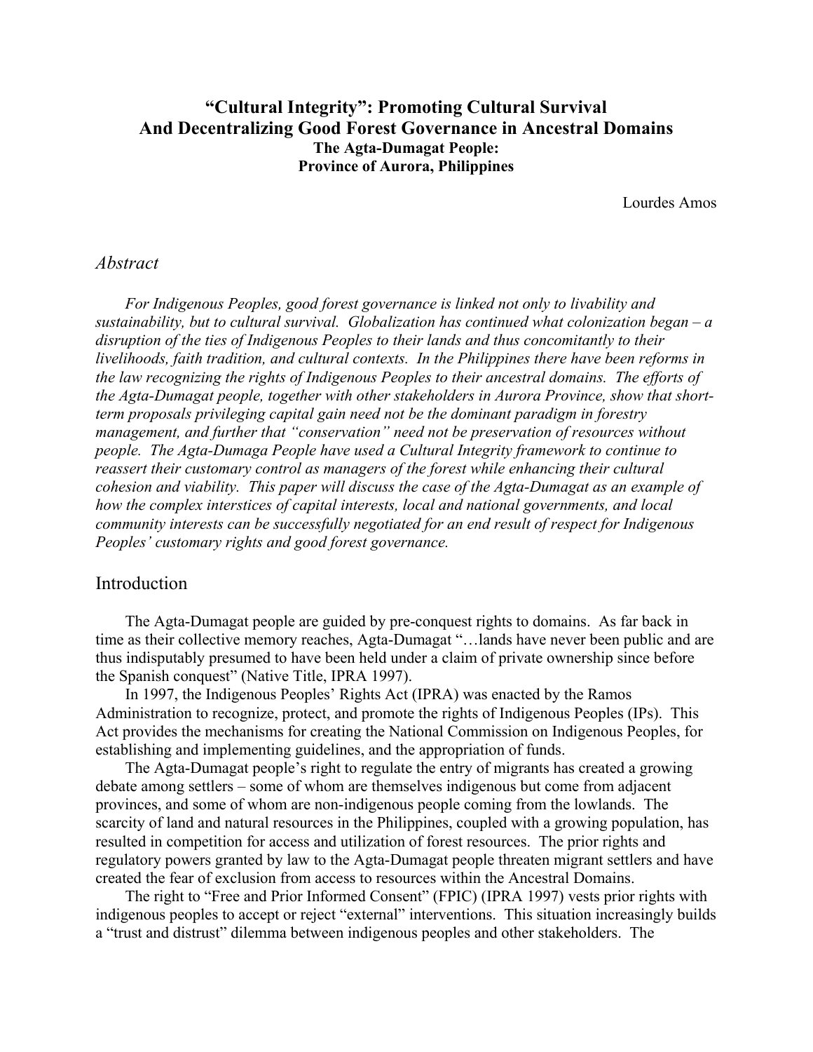# "Cultural Integrity": Promoting Cultural Survival And Decentralizing Good Forest Governance in Ancestral Domains

### The Agta-Dumagat People: Province of Aurora, Philippines

Lourdes Amos

## *Abstract*

*For Indigenous Peoples, good forest governance is linked not only to livability and sustainability, but to cultural survival. Globalization has continued what colonization began – a disruption of the ties of Indigenous Peoples to their lands and thus concomitantly to their livelihoods, faith tradition, and cultural contexts. In the Philippines there have been reforms in the law recognizing the rights of Indigenous Peoples to their ancestral domains. The efforts of the Agta-Dumagat people, together with other stakeholders in Aurora Province, show that short-term proposals privileging capital gain need not be the dominant paradigm in forestry management, and further that "conservation" need not be preservation of resources without people. The Agta-Dumaga People have used a Cultural Integrity framework to continue to reassert their customary control as managers of the forest while enhancing their cultural cohesion and viability. This paper will discuss the case of the Agta-Dumagat as an example of how the complex interstices of capital interests, local and national governments, and local community interests can be successfully negotiated for an end result of respect for Indigenous Peoples' customary rights and good forest governance.*

## Introduction

The Agta-Dumagat people are guided by pre-conquest rights to domains. As far back in time as their collective memory reaches, Agta-Dumagat "…lands have never been public and are thus indisputably presumed to have been held under a claim of private ownership since before the Spanish conquest" (Native Title, IPRA 1997).

In 1997, the Indigenous Peoples' Rights Act (IPRA) was enacted by the Ramos Administration to recognize, protect, and promote the rights of Indigenous Peoples (IPs). This Act provides the mechanisms for creating the National Commission on Indigenous Peoples, for establishing and implementing guidelines, and the appropriation of funds.

The Agta-Dumagat people's right to regulate the entry of migrants has created a growing debate among settlers – some of whom are themselves indigenous but come from adjacent provinces, and some of whom are non-indigenous people coming from the lowlands. The scarcity of land and natural resources in the Philippines, coupled with a growing population, has resulted in competition for access and utilization of forest resources. The prior rights and regulatory powers granted by law to the Agta-Dumagat people threaten migrant settlers and have created the fear of exclusion from access to resources within the Ancestral Domains.

The right to "Free and Prior Informed Consent" (FPIC) (IPRA 1997) vests prior rights with indigenous peoples to accept or reject "external" interventions. This situation increasingly builds a "trust and distrust" dilemma between indigenous peoples and other stakeholders. The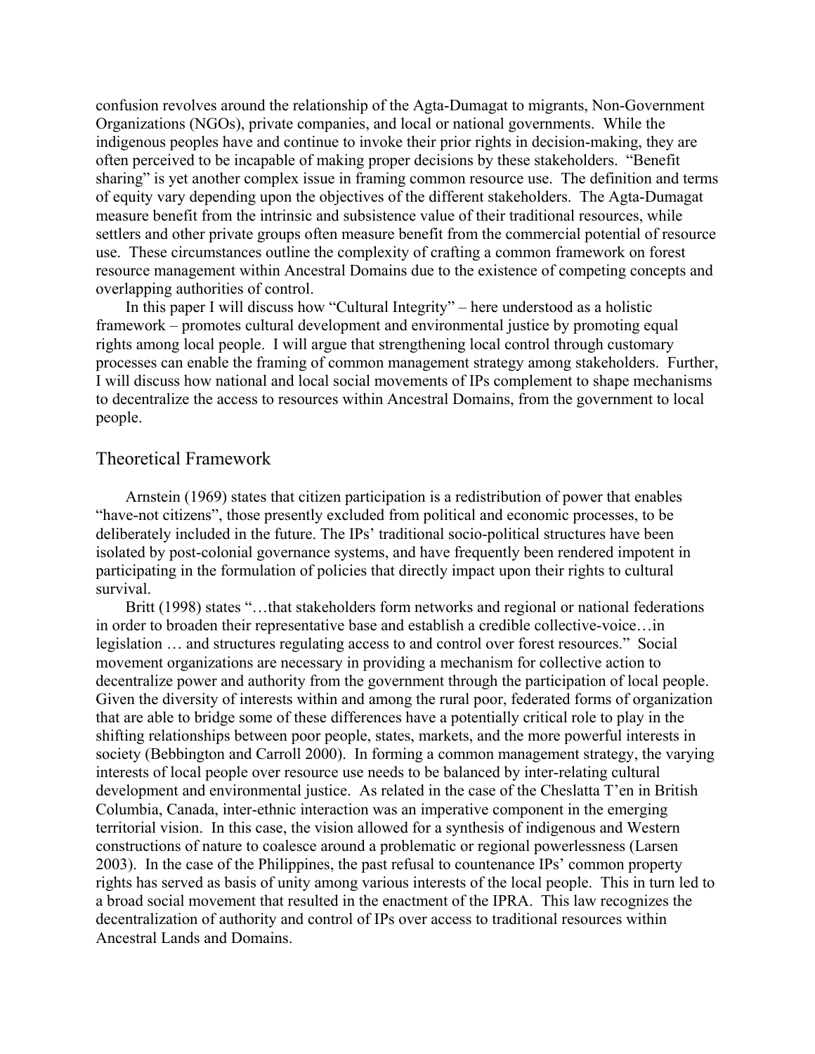confusion revolves around the relationship of the Agta-Dumagat to migrants, Non-Government Organizations (NGOs), private companies, and local or national governments. While the indigenous peoples have and continue to invoke their prior rights in decision-making, they are often perceived to be incapable of making proper decisions by these stakeholders. "Benefit sharing" is yet another complex issue in framing common resource use. The definition and terms of equity vary depending upon the objectives of the different stakeholders. The Agta-Dumagat measure benefit from the intrinsic and subsistence value of their traditional resources, while settlers and other private groups often measure benefit from the commercial potential of resource use. These circumstances outline the complexity of crafting a common framework on forest resource management within Ancestral Domains due to the existence of competing concepts and overlapping authorities of control.

In this paper I will discuss how "Cultural Integrity" – here understood as a holistic framework – promotes cultural development and environmental justice by promoting equal rights among local people. I will argue that strengthening local control through customary processes can enable the framing of common management strategy among stakeholders. Further, I will discuss how national and local social movements of IPs complement to shape mechanisms to decentralize the access to resources within Ancestral Domains, from the government to local people.

## Theoretical Framework

Arnstein (1969) states that citizen participation is a redistribution of power that enables "have-not citizens", those presently excluded from political and economic processes, to be deliberately included in the future. The IPs' traditional socio-political structures have been isolated by post-colonial governance systems, and have frequently been rendered impotent in participating in the formulation of policies that directly impact upon their rights to cultural survival.

Britt (1998) states "…that stakeholders form networks and regional or national federations in order to broaden their representative base and establish a credible collective-voice…in legislation … and structures regulating access to and control over forest resources." Social movement organizations are necessary in providing a mechanism for collective action to decentralize power and authority from the government through the participation of local people. Given the diversity of interests within and among the rural poor, federated forms of organization that are able to bridge some of these differences have a potentially critical role to play in the shifting relationships between poor people, states, markets, and the more powerful interests in society (Bebbington and Carroll 2000). In forming a common management strategy, the varying interests of local people over resource use needs to be balanced by inter-relating cultural development and environmental justice. As related in the case of the Cheslatta T'en in British Columbia, Canada, inter-ethnic interaction was an imperative component in the emerging territorial vision. In this case, the vision allowed for a synthesis of indigenous and Western constructions of nature to coalesce around a problematic or regional powerlessness (Larsen 2003). In the case of the Philippines, the past refusal to countenance IPs' common property rights has served as basis of unity among various interests of the local people. This in turn led to a broad social movement that resulted in the enactment of the IPRA. This law recognizes the decentralization of authority and control of IPs over access to traditional resources within Ancestral Lands and Domains.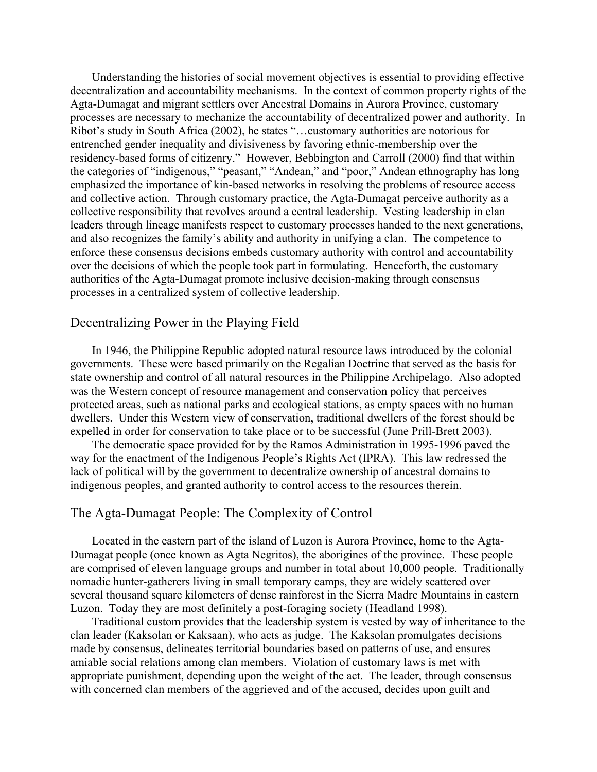Understanding the histories of social movement objectives is essential to providing effective decentralization and accountability mechanisms. In the context of common property rights of the Agta-Dumagat and migrant settlers over Ancestral Domains in Aurora Province, customary processes are necessary to mechanize the accountability of decentralized power and authority. In Ribot's study in South Africa (2002), he states "…customary authorities are notorious for entrenched gender inequality and divisiveness by favoring ethnic-membership over the residency-based forms of citizenry." However, Bebbington and Carroll (2000) find that within the categories of "indigenous," "peasant," "Andean," and "poor," Andean ethnography has long emphasized the importance of kin-based networks in resolving the problems of resource access and collective action. Through customary practice, the Agta-Dumagat perceive authority as a collective responsibility that revolves around a central leadership. Vesting leadership in clan leaders through lineage manifests respect to customary processes handed to the next generations, and also recognizes the family's ability and authority in unifying a clan. The competence to enforce these consensus decisions embeds customary authority with control and accountability over the decisions of which the people took part in formulating. Henceforth, the customary authorities of the Agta-Dumagat promote inclusive decision-making through consensus processes in a centralized system of collective leadership.

## Decentralizing Power in the Playing Field

In 1946, the Philippine Republic adopted natural resource laws introduced by the colonial governments. These were based primarily on the Regalian Doctrine that served as the basis for state ownership and control of all natural resources in the Philippine Archipelago. Also adopted was the Western concept of resource management and conservation policy that perceives protected areas, such as national parks and ecological stations, as empty spaces with no human dwellers. Under this Western view of conservation, traditional dwellers of the forest should be expelled in order for conservation to take place or to be successful (June Prill-Brett 2003).

The democratic space provided for by the Ramos Administration in 1995-1996 paved the way for the enactment of the Indigenous People's Rights Act (IPRA). This law redressed the lack of political will by the government to decentralize ownership of ancestral domains to indigenous peoples, and granted authority to control access to the resources therein.

## The Agta-Dumagat People: The Complexity of Control

Located in the eastern part of the island of Luzon is Aurora Province, home to the Agta-Dumagat people (once known as Agta Negritos), the aborigines of the province. These people are comprised of eleven language groups and number in total about 10,000 people. Traditionally nomadic hunter-gatherers living in small temporary camps, they are widely scattered over several thousand square kilometers of dense rainforest in the Sierra Madre Mountains in eastern Luzon. Today they are most definitely a post-foraging society (Headland 1998).

Traditional custom provides that the leadership system is vested by way of inheritance to the clan leader (Kaksolan or Kaksaan), who acts as judge. The Kaksolan promulgates decisions made by consensus, delineates territorial boundaries based on patterns of use, and ensures amiable social relations among clan members. Violation of customary laws is met with appropriate punishment, depending upon the weight of the act. The leader, through consensus with concerned clan members of the aggrieved and of the accused, decides upon guilt and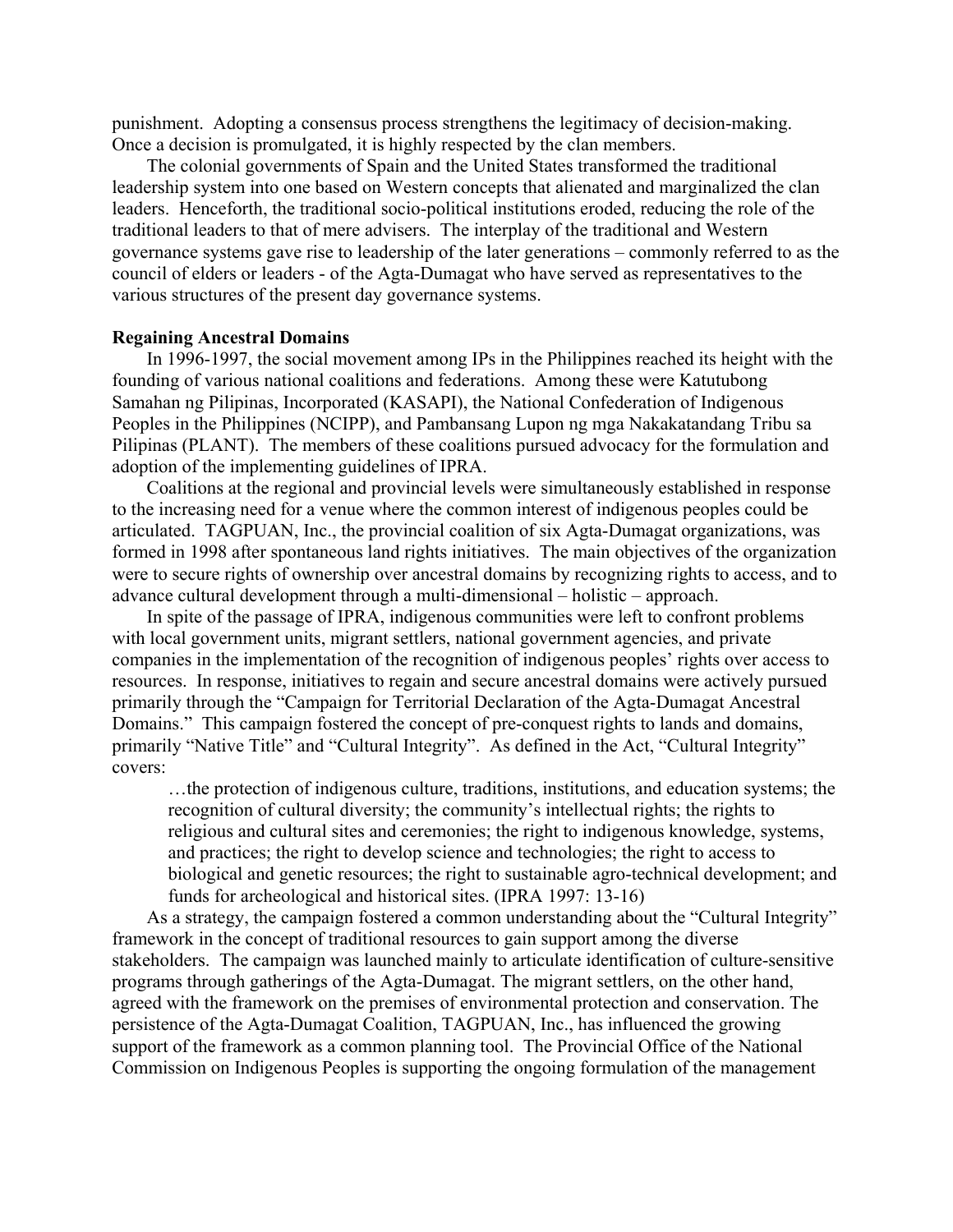punishment. Adopting a consensus process strengthens the legitimacy of decision-making. Once a decision is promulgated, it is highly respected by the clan members.

The colonial governments of Spain and the United States transformed the traditional leadership system into one based on Western concepts that alienated and marginalized the clan leaders. Henceforth, the traditional socio-political institutions eroded, reducing the role of the traditional leaders to that of mere advisers. The interplay of the traditional and Western governance systems gave rise to leadership of the later generations – commonly referred to as the council of elders or leaders - of the Agta-Dumagat who have served as representatives to the various structures of the present day governance systems.

**Regaining Ancestral Domains**

In 1996-1997, the social movement among IPs in the Philippines reached its height with the founding of various national coalitions and federations. Among these were Katutubong Samahan ng Pilipinas, Incorporated (KASAPI), the National Confederation of Indigenous Peoples in the Philippines (NCIPP), and Pambansang Lupon ng mga Nakakatandang Tribu sa Pilipinas (PLANT). The members of these coalitions pursued advocacy for the formulation and adoption of the implementing guidelines of IPRA.

Coalitions at the regional and provincial levels were simultaneously established in response to the increasing need for a venue where the common interest of indigenous peoples could be articulated. TAGPUAN, Inc., the provincial coalition of six Agta-Dumagat organizations, was formed in 1998 after spontaneous land rights initiatives. The main objectives of the organization were to secure rights of ownership over ancestral domains by recognizing rights to access, and to advance cultural development through a multi-dimensional – holistic – approach.

In spite of the passage of IPRA, indigenous communities were left to confront problems with local government units, migrant settlers, national government agencies, and private companies in the implementation of the recognition of indigenous peoples' rights over access to resources. In response, initiatives to regain and secure ancestral domains were actively pursued primarily through the "Campaign for Territorial Declaration of the Agta-Dumagat Ancestral Domains." This campaign fostered the concept of pre-conquest rights to lands and domains, primarily "Native Title" and "Cultural Integrity". As defined in the Act, "Cultural Integrity" covers:

> …the protection of indigenous culture, traditions, institutions, and education systems; the recognition of cultural diversity; the community's intellectual rights; the rights to religious and cultural sites and ceremonies; the right to indigenous knowledge, systems, and practices; the right to develop science and technologies; the right to access to biological and genetic resources; the right to sustainable agro-technical development; and funds for archeological and historical sites. (IPRA 1997: 13-16)

As a strategy, the campaign fostered a common understanding about the "Cultural Integrity" framework in the concept of traditional resources to gain support among the diverse stakeholders. The campaign was launched mainly to articulate identification of culture-sensitive programs through gatherings of the Agta-Dumagat. The migrant settlers, on the other hand, agreed with the framework on the premises of environmental protection and conservation. The persistence of the Agta-Dumagat Coalition, TAGPUAN, Inc., has influenced the growing support of the framework as a common planning tool. The Provincial Office of the National Commission on Indigenous Peoples is supporting the ongoing formulation of the management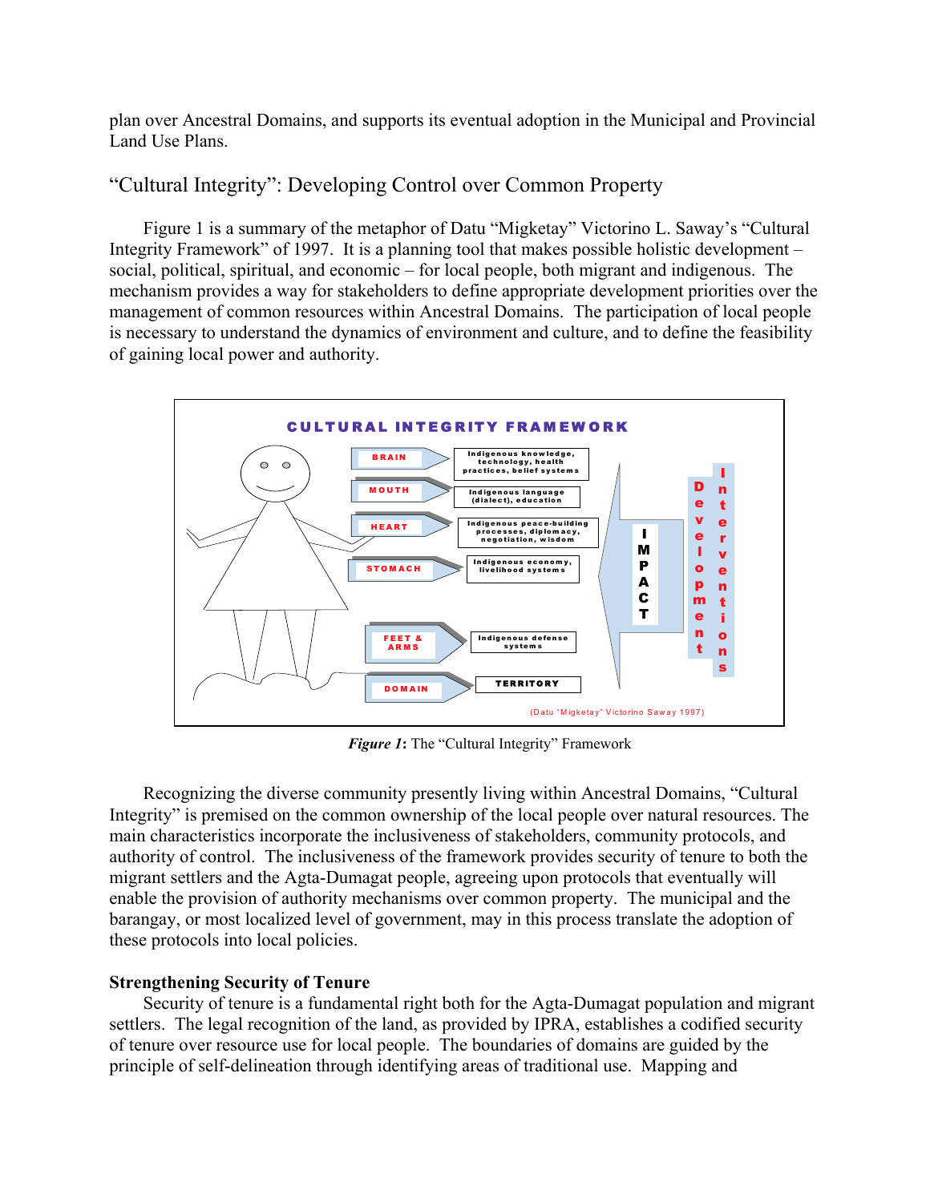plan over Ancestral Domains, and supports its eventual adoption in the Municipal and Provincial Land Use Plans.

## "Cultural Integrity": Developing Control over Common Property

Figure 1 is a summary of the metaphor of Datu "Migketay" Victorino L. Saway's "Cultural Integrity Framework" of 1997. It is a planning tool that makes possible holistic development – social, political, spiritual, and economic – for local people, both migrant and indigenous. The mechanism provides a way for stakeholders to define appropriate development priorities over the management of common resources within Ancestral Domains. The participation of local people is necessary to understand the dynamics of environment and culture, and to define the feasibility of gaining local power and authority.

*Figure 1*: The "Cultural Integrity" Framework

Recognizing the diverse community presently living within Ancestral Domains, "Cultural Integrity" is premised on the common ownership of the local people over natural resources. The main characteristics incorporate the inclusiveness of stakeholders, community protocols, and authority of control. The inclusiveness of the framework provides security of tenure to both the migrant settlers and the Agta-Dumagat people, agreeing upon protocols that eventually will enable the provision of authority mechanisms over common property. The municipal and the barangay, or most localized level of government, may in this process translate the adoption of these protocols into local policies.

**Strengthening Security of Tenure**

Security of tenure is a fundamental right both for the Agta-Dumagat population and migrant settlers. The legal recognition of the land, as provided by IPRA, establishes a codified security of tenure over resource use for local people. The boundaries of domains are guided by the principle of self-delineation through identifying areas of traditional use. Mapping and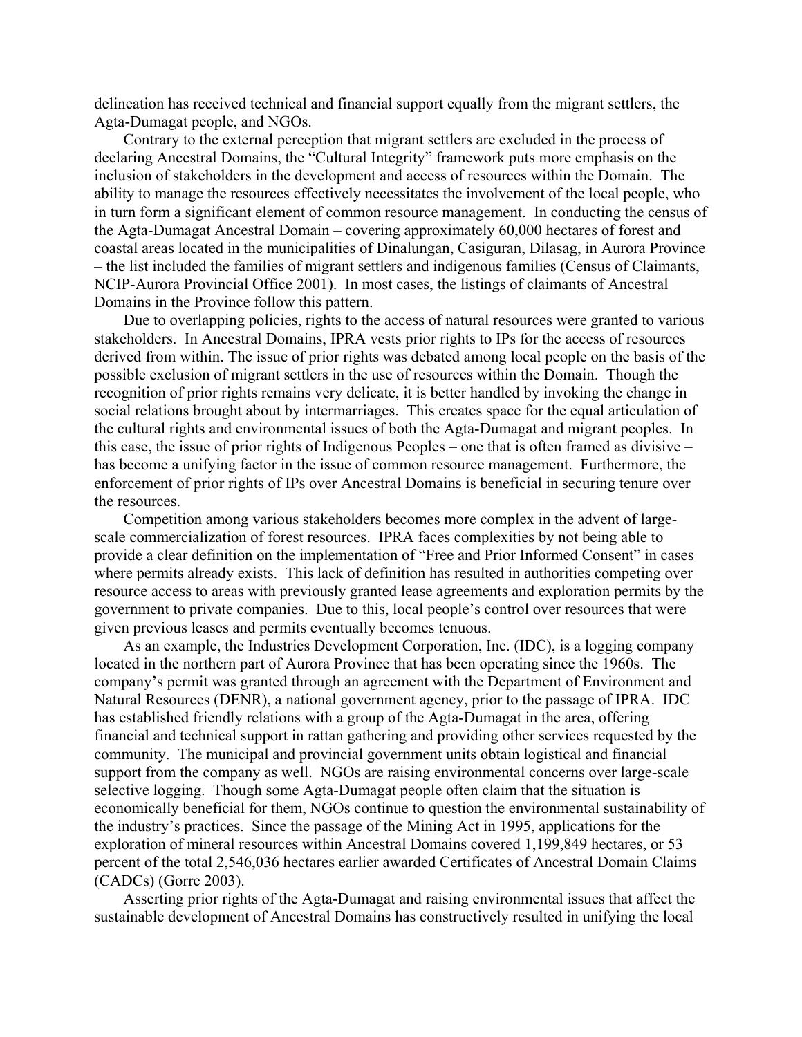delineation has received technical and financial support equally from the migrant settlers, the Agta-Dumagat people, and NGOs.

Contrary to the external perception that migrant settlers are excluded in the process of declaring Ancestral Domains, the "Cultural Integrity" framework puts more emphasis on the inclusion of stakeholders in the development and access of resources within the Domain. The ability to manage the resources effectively necessitates the involvement of the local people, who in turn form a significant element of common resource management. In conducting the census of the Agta-Dumagat Ancestral Domain – covering approximately 60,000 hectares of forest and coastal areas located in the municipalities of Dinalungan, Casiguran, Dilasag, in Aurora Province – the list included the families of migrant settlers and indigenous families (Census of Claimants, NCIP-Aurora Provincial Office 2001). In most cases, the listings of claimants of Ancestral Domains in the Province follow this pattern.

Due to overlapping policies, rights to the access of natural resources were granted to various stakeholders. In Ancestral Domains, IPRA vests prior rights to IPs for the access of resources derived from within. The issue of prior rights was debated among local people on the basis of the possible exclusion of migrant settlers in the use of resources within the Domain. Though the recognition of prior rights remains very delicate, it is better handled by invoking the change in social relations brought about by intermarriages. This creates space for the equal articulation of the cultural rights and environmental issues of both the Agta-Dumagat and migrant peoples. In this case, the issue of prior rights of Indigenous Peoples – one that is often framed as divisive – has become a unifying factor in the issue of common resource management. Furthermore, the enforcement of prior rights of IPs over Ancestral Domains is beneficial in securing tenure over the resources.

Competition among various stakeholders becomes more complex in the advent of large-scale commercialization of forest resources. IPRA faces complexities by not being able to provide a clear definition on the implementation of "Free and Prior Informed Consent" in cases where permits already exists. This lack of definition has resulted in authorities competing over resource access to areas with previously granted lease agreements and exploration permits by the government to private companies. Due to this, local people's control over resources that were given previous leases and permits eventually becomes tenuous.

As an example, the Industries Development Corporation, Inc. (IDC), is a logging company located in the northern part of Aurora Province that has been operating since the 1960s. The company's permit was granted through an agreement with the Department of Environment and Natural Resources (DENR), a national government agency, prior to the passage of IPRA. IDC has established friendly relations with a group of the Agta-Dumagat in the area, offering financial and technical support in rattan gathering and providing other services requested by the community. The municipal and provincial government units obtain logistical and financial support from the company as well. NGOs are raising environmental concerns over large-scale selective logging. Though some Agta-Dumagat people often claim that the situation is economically beneficial for them, NGOs continue to question the environmental sustainability of the industry's practices. Since the passage of the Mining Act in 1995, applications for the exploration of mineral resources within Ancestral Domains covered 1,199,849 hectares, or 53 percent of the total 2,546,036 hectares earlier awarded Certificates of Ancestral Domain Claims (CADCs) (Gorre 2003).

Asserting prior rights of the Agta-Dumagat and raising environmental issues that affect the sustainable development of Ancestral Domains has constructively resulted in unifying the local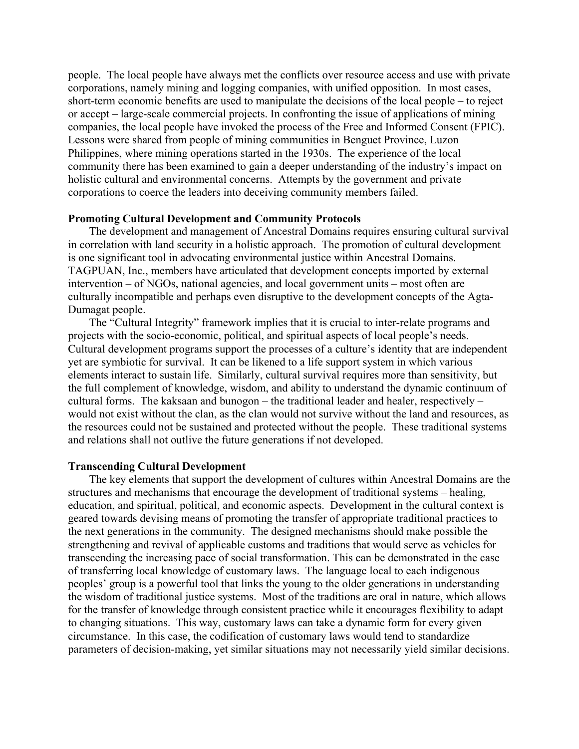people. The local people have always met the conflicts over resource access and use with private corporations, namely mining and logging companies, with unified opposition. In most cases, short-term economic benefits are used to manipulate the decisions of the local people – to reject or accept – large-scale commercial projects. In confronting the issue of applications of mining companies, the local people have invoked the process of the Free and Informed Consent (FPIC). Lessons were shared from people of mining communities in Benguet Province, Luzon Philippines, where mining operations started in the 1930s. The experience of the local community there has been examined to gain a deeper understanding of the industry's impact on holistic cultural and environmental concerns. Attempts by the government and private corporations to coerce the leaders into deceiving community members failed.

**Promoting Cultural Development and Community Protocols**

The development and management of Ancestral Domains requires ensuring cultural survival in correlation with land security in a holistic approach. The promotion of cultural development is one significant tool in advocating environmental justice within Ancestral Domains. TAGPUAN, Inc., members have articulated that development concepts imported by external intervention – of NGOs, national agencies, and local government units – most often are culturally incompatible and perhaps even disruptive to the development concepts of the Agta-Dumagat people.

The "Cultural Integrity" framework implies that it is crucial to inter-relate programs and projects with the socio-economic, political, and spiritual aspects of local people's needs. Cultural development programs support the processes of a culture's identity that are independent yet are symbiotic for survival. It can be likened to a life support system in which various elements interact to sustain life. Similarly, cultural survival requires more than sensitivity, but the full complement of knowledge, wisdom, and ability to understand the dynamic continuum of cultural forms. The kaksaan and bunogon – the traditional leader and healer, respectively – would not exist without the clan, as the clan would not survive without the land and resources, as the resources could not be sustained and protected without the people. These traditional systems and relations shall not outlive the future generations if not developed.

**Transcending Cultural Development**

The key elements that support the development of cultures within Ancestral Domains are the structures and mechanisms that encourage the development of traditional systems – healing, education, and spiritual, political, and economic aspects. Development in the cultural context is geared towards devising means of promoting the transfer of appropriate traditional practices to the next generations in the community. The designed mechanisms should make possible the strengthening and revival of applicable customs and traditions that would serve as vehicles for transcending the increasing pace of social transformation. This can be demonstrated in the case of transferring local knowledge of customary laws. The language local to each indigenous peoples' group is a powerful tool that links the young to the older generations in understanding the wisdom of traditional justice systems. Most of the traditions are oral in nature, which allows for the transfer of knowledge through consistent practice while it encourages flexibility to adapt to changing situations. This way, customary laws can take a dynamic form for every given circumstance. In this case, the codification of customary laws would tend to standardize parameters of decision-making, yet similar situations may not necessarily yield similar decisions.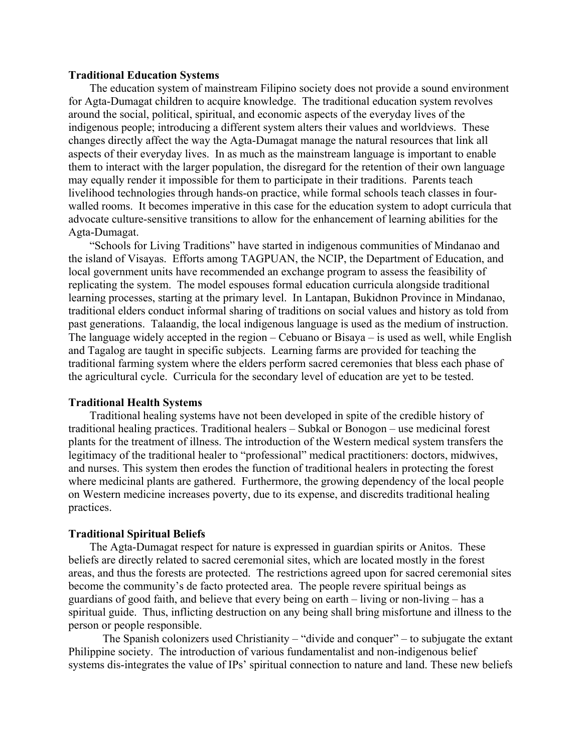**Traditional Education Systems**

The education system of mainstream Filipino society does not provide a sound environment for Agta-Dumagat children to acquire knowledge. The traditional education system revolves around the social, political, spiritual, and economic aspects of the everyday lives of the indigenous people; introducing a different system alters their values and worldviews. These changes directly affect the way the Agta-Dumagat manage the natural resources that link all aspects of their everyday lives. In as much as the mainstream language is important to enable them to interact with the larger population, the disregard for the retention of their own language may equally render it impossible for them to participate in their traditions. Parents teach livelihood technologies through hands-on practice, while formal schools teach classes in four-walled rooms. It becomes imperative in this case for the education system to adopt curricula that advocate culture-sensitive transitions to allow for the enhancement of learning abilities for the Agta-Dumagat.

"Schools for Living Traditions" have started in indigenous communities of Mindanao and the island of Visayas. Efforts among TAGPUAN, the NCIP, the Department of Education, and local government units have recommended an exchange program to assess the feasibility of replicating the system. The model espouses formal education curricula alongside traditional learning processes, starting at the primary level. In Lantapan, Bukidnon Province in Mindanao, traditional elders conduct informal sharing of traditions on social values and history as told from past generations. Talaandig, the local indigenous language is used as the medium of instruction. The language widely accepted in the region – Cebuano or Bisaya – is used as well, while English and Tagalog are taught in specific subjects. Learning farms are provided for teaching the traditional farming system where the elders perform sacred ceremonies that bless each phase of the agricultural cycle. Curricula for the secondary level of education are yet to be tested.

**Traditional Health Systems**

Traditional healing systems have not been developed in spite of the credible history of traditional healing practices. Traditional healers – Subkal or Bonogon – use medicinal forest plants for the treatment of illness. The introduction of the Western medical system transfers the legitimacy of the traditional healer to "professional" medical practitioners: doctors, midwives, and nurses. This system then erodes the function of traditional healers in protecting the forest where medicinal plants are gathered. Furthermore, the growing dependency of the local people on Western medicine increases poverty, due to its expense, and discredits traditional healing practices.

**Traditional Spiritual Beliefs**

The Agta-Dumagat respect for nature is expressed in guardian spirits or Anitos. These beliefs are directly related to sacred ceremonial sites, which are located mostly in the forest areas, and thus the forests are protected. The restrictions agreed upon for sacred ceremonial sites become the community's de facto protected area. The people revere spiritual beings as guardians of good faith, and believe that every being on earth – living or non-living – has a spiritual guide. Thus, inflicting destruction on any being shall bring misfortune and illness to the person or people responsible.

The Spanish colonizers used Christianity – "divide and conquer" – to subjugate the extant Philippine society. The introduction of various fundamentalist and non-indigenous belief systems dis-integrates the value of IPs' spiritual connection to nature and land. These new beliefs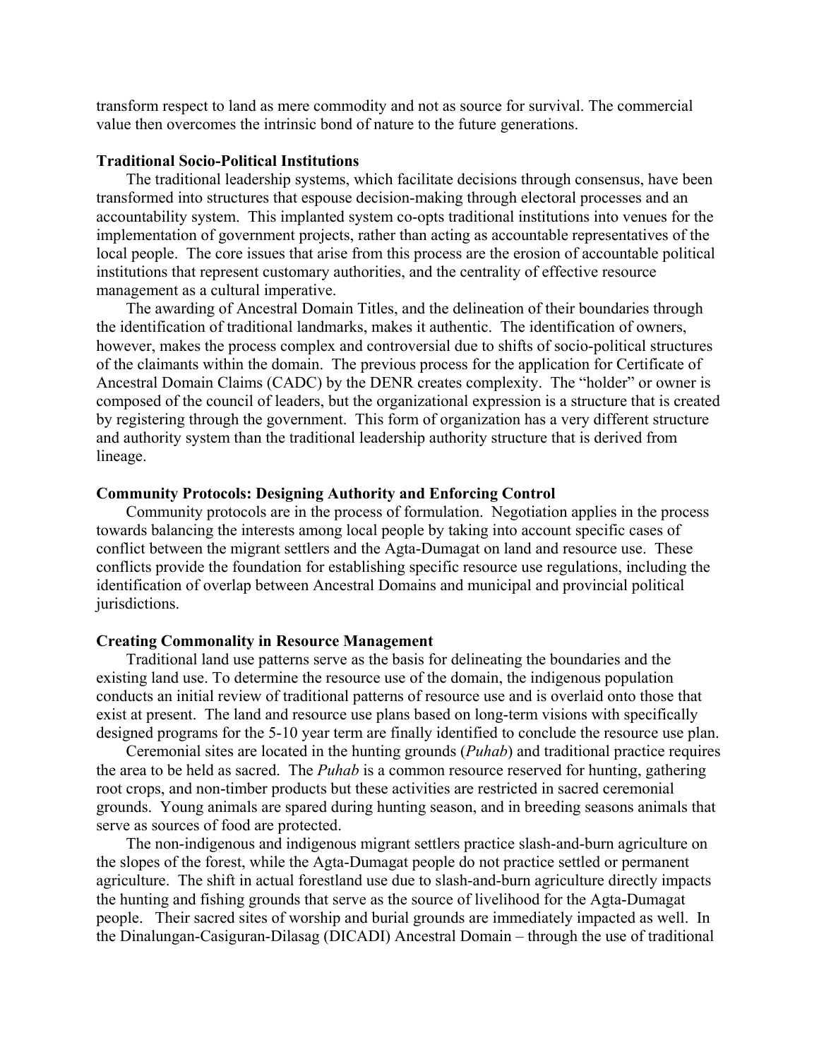transform respect to land as mere commodity and not as source for survival. The commercial value then overcomes the intrinsic bond of nature to the future generations.

**Traditional Socio-Political Institutions**

The traditional leadership systems, which facilitate decisions through consensus, have been transformed into structures that espouse decision-making through electoral processes and an accountability system. This implanted system co-opts traditional institutions into venues for the implementation of government projects, rather than acting as accountable representatives of the local people. The core issues that arise from this process are the erosion of accountable political institutions that represent customary authorities, and the centrality of effective resource management as a cultural imperative.

The awarding of Ancestral Domain Titles, and the delineation of their boundaries through the identification of traditional landmarks, makes it authentic. The identification of owners, however, makes the process complex and controversial due to shifts of socio-political structures of the claimants within the domain. The previous process for the application for Certificate of Ancestral Domain Claims (CADC) by the DENR creates complexity. The "holder" or owner is composed of the council of leaders, but the organizational expression is a structure that is created by registering through the government. This form of organization has a very different structure and authority system than the traditional leadership authority structure that is derived from lineage.

**Community Protocols: Designing Authority and Enforcing Control**

Community protocols are in the process of formulation. Negotiation applies in the process towards balancing the interests among local people by taking into account specific cases of conflict between the migrant settlers and the Agta-Dumagat on land and resource use. These conflicts provide the foundation for establishing specific resource use regulations, including the identification of overlap between Ancestral Domains and municipal and provincial political jurisdictions.

**Creating Commonality in Resource Management**

Traditional land use patterns serve as the basis for delineating the boundaries and the existing land use. To determine the resource use of the domain, the indigenous population conducts an initial review of traditional patterns of resource use and is overlaid onto those that exist at present. The land and resource use plans based on long-term visions with specifically designed programs for the 5-10 year term are finally identified to conclude the resource use plan.

Ceremonial sites are located in the hunting grounds (*Puhab*) and traditional practice requires the area to be held as sacred. The *Puhab* is a common resource reserved for hunting, gathering root crops, and non-timber products but these activities are restricted in sacred ceremonial grounds. Young animals are spared during hunting season, and in breeding seasons animals that serve as sources of food are protected.

The non-indigenous and indigenous migrant settlers practice slash-and-burn agriculture on the slopes of the forest, while the Agta-Dumagat people do not practice settled or permanent agriculture. The shift in actual forestland use due to slash-and-burn agriculture directly impacts the hunting and fishing grounds that serve as the source of livelihood for the Agta-Dumagat people. Their sacred sites of worship and burial grounds are immediately impacted as well. In the Dinalungan-Casiguran-Dilasag (DICADI) Ancestral Domain – through the use of traditional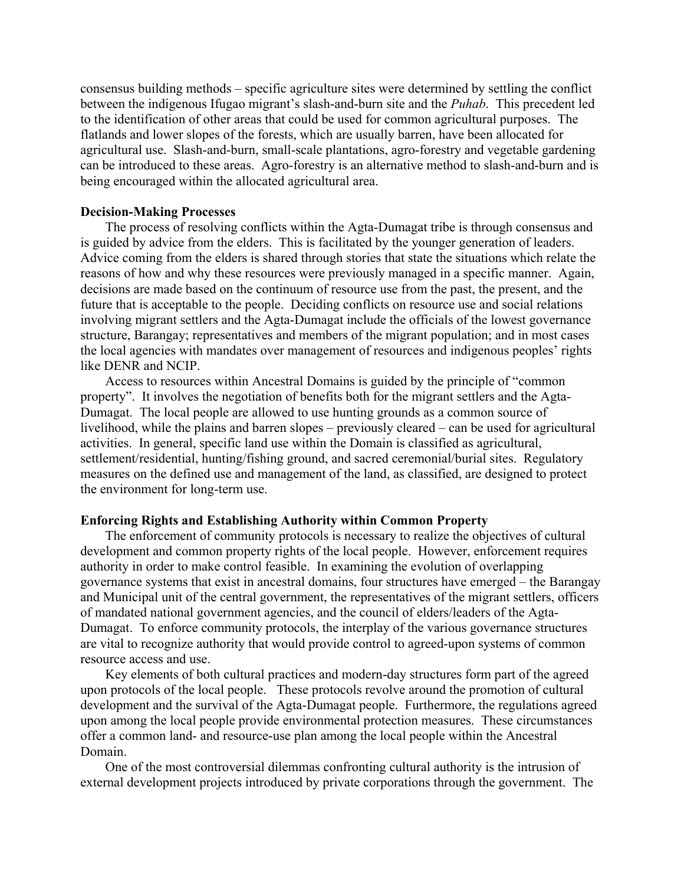consensus building methods – specific agriculture sites were determined by settling the conflict between the indigenous Ifugao migrant's slash-and-burn site and the *Puhab*. This precedent led to the identification of other areas that could be used for common agricultural purposes. The flatlands and lower slopes of the forests, which are usually barren, have been allocated for agricultural use. Slash-and-burn, small-scale plantations, agro-forestry and vegetable gardening can be introduced to these areas. Agro-forestry is an alternative method to slash-and-burn and is being encouraged within the allocated agricultural area.

**Decision-Making Processes**

The process of resolving conflicts within the Agta-Dumagat tribe is through consensus and is guided by advice from the elders. This is facilitated by the younger generation of leaders. Advice coming from the elders is shared through stories that state the situations which relate the reasons of how and why these resources were previously managed in a specific manner. Again, decisions are made based on the continuum of resource use from the past, the present, and the future that is acceptable to the people. Deciding conflicts on resource use and social relations involving migrant settlers and the Agta-Dumagat include the officials of the lowest governance structure, Barangay; representatives and members of the migrant population; and in most cases the local agencies with mandates over management of resources and indigenous peoples' rights like DENR and NCIP.

Access to resources within Ancestral Domains is guided by the principle of "common property". It involves the negotiation of benefits both for the migrant settlers and the Agta-Dumagat. The local people are allowed to use hunting grounds as a common source of livelihood, while the plains and barren slopes – previously cleared – can be used for agricultural activities. In general, specific land use within the Domain is classified as agricultural, settlement/residential, hunting/fishing ground, and sacred ceremonial/burial sites. Regulatory measures on the defined use and management of the land, as classified, are designed to protect the environment for long-term use.

**Enforcing Rights and Establishing Authority within Common Property**

The enforcement of community protocols is necessary to realize the objectives of cultural development and common property rights of the local people. However, enforcement requires authority in order to make control feasible. In examining the evolution of overlapping governance systems that exist in ancestral domains, four structures have emerged – the Barangay and Municipal unit of the central government, the representatives of the migrant settlers, officers of mandated national government agencies, and the council of elders/leaders of the Agta-Dumagat. To enforce community protocols, the interplay of the various governance structures are vital to recognize authority that would provide control to agreed-upon systems of common resource access and use.

Key elements of both cultural practices and modern-day structures form part of the agreed upon protocols of the local people. These protocols revolve around the promotion of cultural development and the survival of the Agta-Dumagat people. Furthermore, the regulations agreed upon among the local people provide environmental protection measures. These circumstances offer a common land- and resource-use plan among the local people within the Ancestral Domain.

One of the most controversial dilemmas confronting cultural authority is the intrusion of external development projects introduced by private corporations through the government. The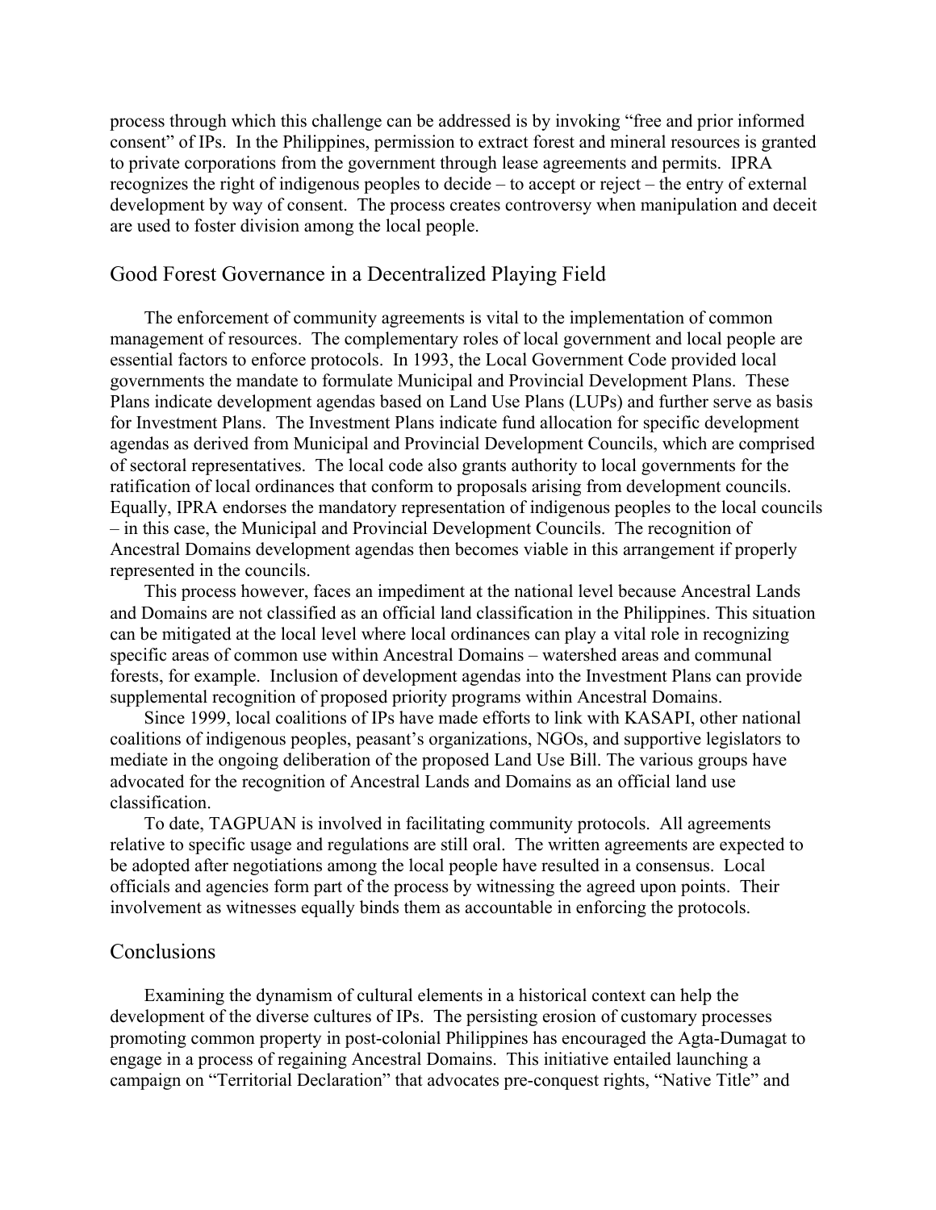process through which this challenge can be addressed is by invoking "free and prior informed consent" of IPs. In the Philippines, permission to extract forest and mineral resources is granted to private corporations from the government through lease agreements and permits. IPRA recognizes the right of indigenous peoples to decide – to accept or reject – the entry of external development by way of consent. The process creates controversy when manipulation and deceit are used to foster division among the local people.

## Good Forest Governance in a Decentralized Playing Field

The enforcement of community agreements is vital to the implementation of common management of resources. The complementary roles of local government and local people are essential factors to enforce protocols. In 1993, the Local Government Code provided local governments the mandate to formulate Municipal and Provincial Development Plans. These Plans indicate development agendas based on Land Use Plans (LUPs) and further serve as basis for Investment Plans. The Investment Plans indicate fund allocation for specific development agendas as derived from Municipal and Provincial Development Councils, which are comprised of sectoral representatives. The local code also grants authority to local governments for the ratification of local ordinances that conform to proposals arising from development councils. Equally, IPRA endorses the mandatory representation of indigenous peoples to the local councils – in this case, the Municipal and Provincial Development Councils. The recognition of Ancestral Domains development agendas then becomes viable in this arrangement if properly represented in the councils.

This process however, faces an impediment at the national level because Ancestral Lands and Domains are not classified as an official land classification in the Philippines. This situation can be mitigated at the local level where local ordinances can play a vital role in recognizing specific areas of common use within Ancestral Domains – watershed areas and communal forests, for example. Inclusion of development agendas into the Investment Plans can provide supplemental recognition of proposed priority programs within Ancestral Domains.

Since 1999, local coalitions of IPs have made efforts to link with KASAPI, other national coalitions of indigenous peoples, peasant's organizations, NGOs, and supportive legislators to mediate in the ongoing deliberation of the proposed Land Use Bill. The various groups have advocated for the recognition of Ancestral Lands and Domains as an official land use classification.

To date, TAGPUAN is involved in facilitating community protocols. All agreements relative to specific usage and regulations are still oral. The written agreements are expected to be adopted after negotiations among the local people have resulted in a consensus. Local officials and agencies form part of the process by witnessing the agreed upon points. Their involvement as witnesses equally binds them as accountable in enforcing the protocols.

## Conclusions

Examining the dynamism of cultural elements in a historical context can help the development of the diverse cultures of IPs. The persisting erosion of customary processes promoting common property in post-colonial Philippines has encouraged the Agta-Dumagat to engage in a process of regaining Ancestral Domains. This initiative entailed launching a campaign on "Territorial Declaration" that advocates pre-conquest rights, "Native Title" and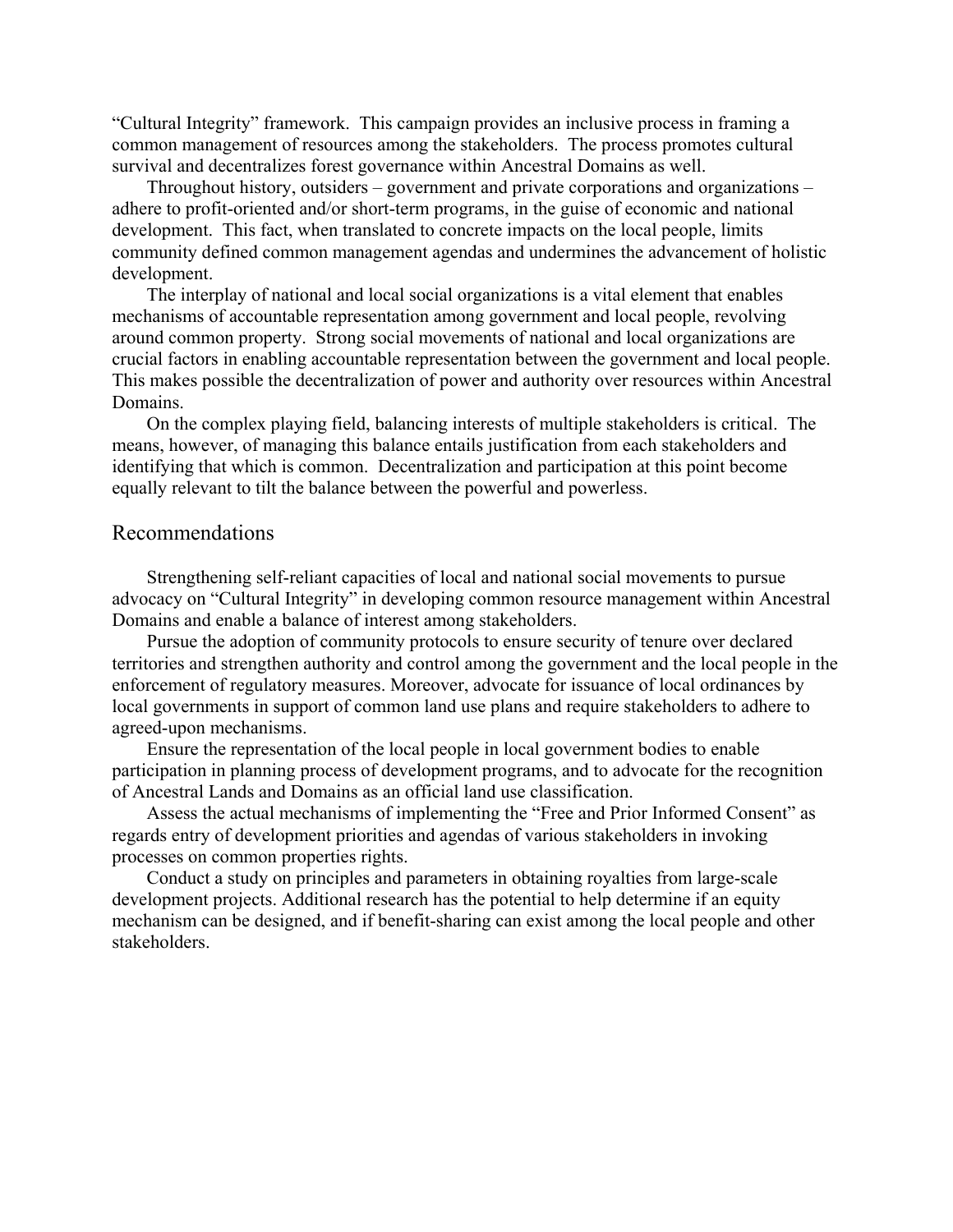"Cultural Integrity" framework. This campaign provides an inclusive process in framing a common management of resources among the stakeholders. The process promotes cultural survival and decentralizes forest governance within Ancestral Domains as well.

Throughout history, outsiders – government and private corporations and organizations – adhere to profit-oriented and/or short-term programs, in the guise of economic and national development. This fact, when translated to concrete impacts on the local people, limits community defined common management agendas and undermines the advancement of holistic development.

The interplay of national and local social organizations is a vital element that enables mechanisms of accountable representation among government and local people, revolving around common property. Strong social movements of national and local organizations are crucial factors in enabling accountable representation between the government and local people. This makes possible the decentralization of power and authority over resources within Ancestral Domains.

On the complex playing field, balancing interests of multiple stakeholders is critical. The means, however, of managing this balance entails justification from each stakeholders and identifying that which is common. Decentralization and participation at this point become equally relevant to tilt the balance between the powerful and powerless.

## Recommendations

Strengthening self-reliant capacities of local and national social movements to pursue advocacy on "Cultural Integrity" in developing common resource management within Ancestral Domains and enable a balance of interest among stakeholders.

Pursue the adoption of community protocols to ensure security of tenure over declared territories and strengthen authority and control among the government and the local people in the enforcement of regulatory measures. Moreover, advocate for issuance of local ordinances by local governments in support of common land use plans and require stakeholders to adhere to agreed-upon mechanisms.

Ensure the representation of the local people in local government bodies to enable participation in planning process of development programs, and to advocate for the recognition of Ancestral Lands and Domains as an official land use classification.

Assess the actual mechanisms of implementing the "Free and Prior Informed Consent" as regards entry of development priorities and agendas of various stakeholders in invoking processes on common properties rights.

Conduct a study on principles and parameters in obtaining royalties from large-scale development projects. Additional research has the potential to help determine if an equity mechanism can be designed, and if benefit-sharing can exist among the local people and other stakeholders.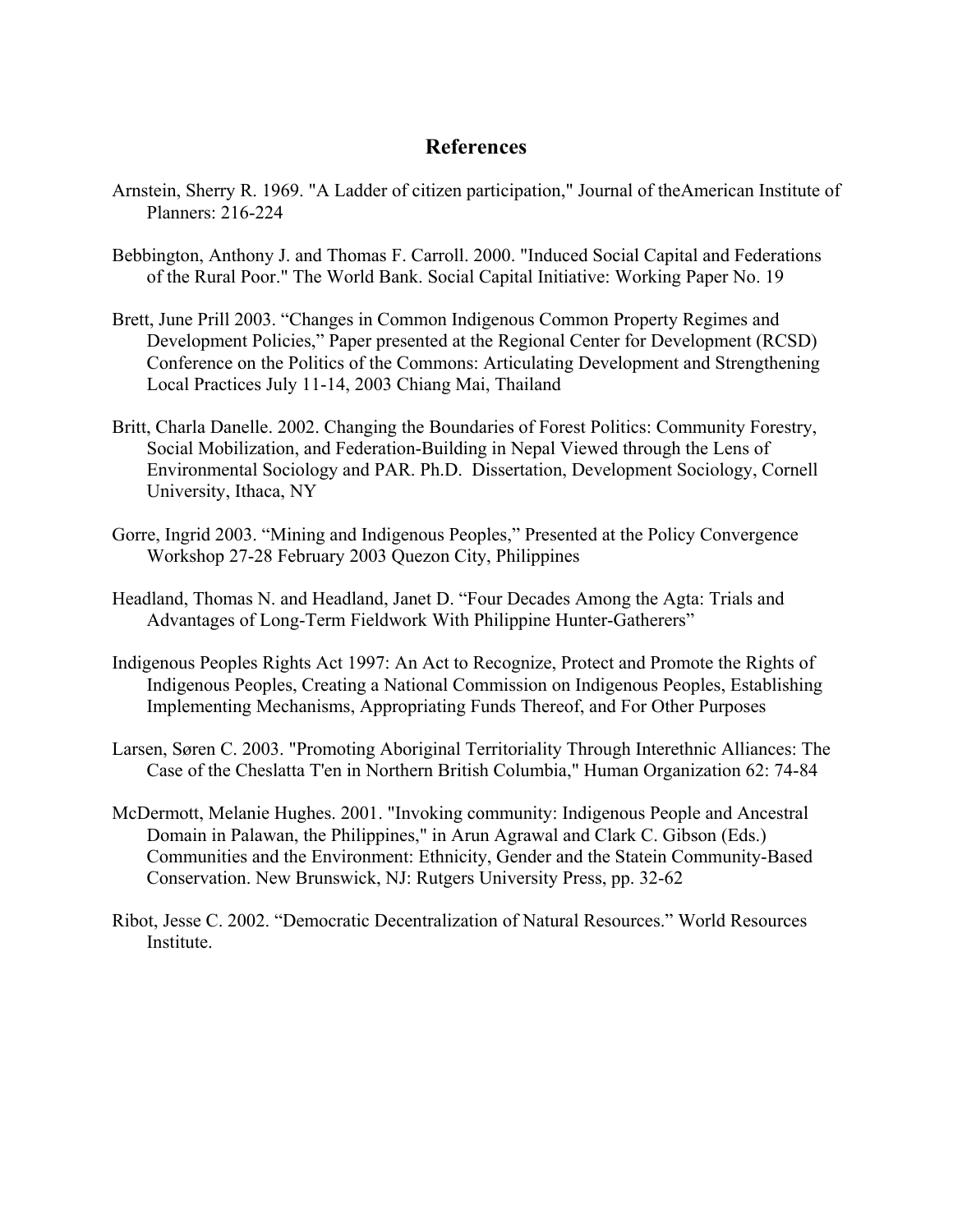## References

Arnstein, Sherry R. 1969. "A Ladder of citizen participation," Journal of theAmerican Institute of Planners: 216-224

Bebbington, Anthony J. and Thomas F. Carroll. 2000. "Induced Social Capital and Federations of the Rural Poor." The World Bank. Social Capital Initiative: Working Paper No. 19

Brett, June Prill 2003. "Changes in Common Indigenous Common Property Regimes and Development Policies," Paper presented at the Regional Center for Development (RCSD) Conference on the Politics of the Commons: Articulating Development and Strengthening Local Practices July 11-14, 2003 Chiang Mai, Thailand

Britt, Charla Danelle. 2002. Changing the Boundaries of Forest Politics: Community Forestry, Social Mobilization, and Federation-Building in Nepal Viewed through the Lens of Environmental Sociology and PAR. Ph.D. Dissertation, Development Sociology, Cornell University, Ithaca, NY

Gorre, Ingrid 2003. "Mining and Indigenous Peoples," Presented at the Policy Convergence Workshop 27-28 February 2003 Quezon City, Philippines

Headland, Thomas N. and Headland, Janet D. "Four Decades Among the Agta: Trials and Advantages of Long-Term Fieldwork With Philippine Hunter-Gatherers"

Indigenous Peoples Rights Act 1997: An Act to Recognize, Protect and Promote the Rights of Indigenous Peoples, Creating a National Commission on Indigenous Peoples, Establishing Implementing Mechanisms, Appropriating Funds Thereof, and For Other Purposes

Larsen, Søren C. 2003. "Promoting Aboriginal Territoriality Through Interethnic Alliances: The Case of the Cheslatta T'en in Northern British Columbia," Human Organization 62: 74-84

McDermott, Melanie Hughes. 2001. "Invoking community: Indigenous People and Ancestral Domain in Palawan, the Philippines," in Arun Agrawal and Clark C. Gibson (Eds.) Communities and the Environment: Ethnicity, Gender and the Statein Community-Based Conservation. New Brunswick, NJ: Rutgers University Press, pp. 32-62

Ribot, Jesse C. 2002. "Democratic Decentralization of Natural Resources." World Resources Institute.